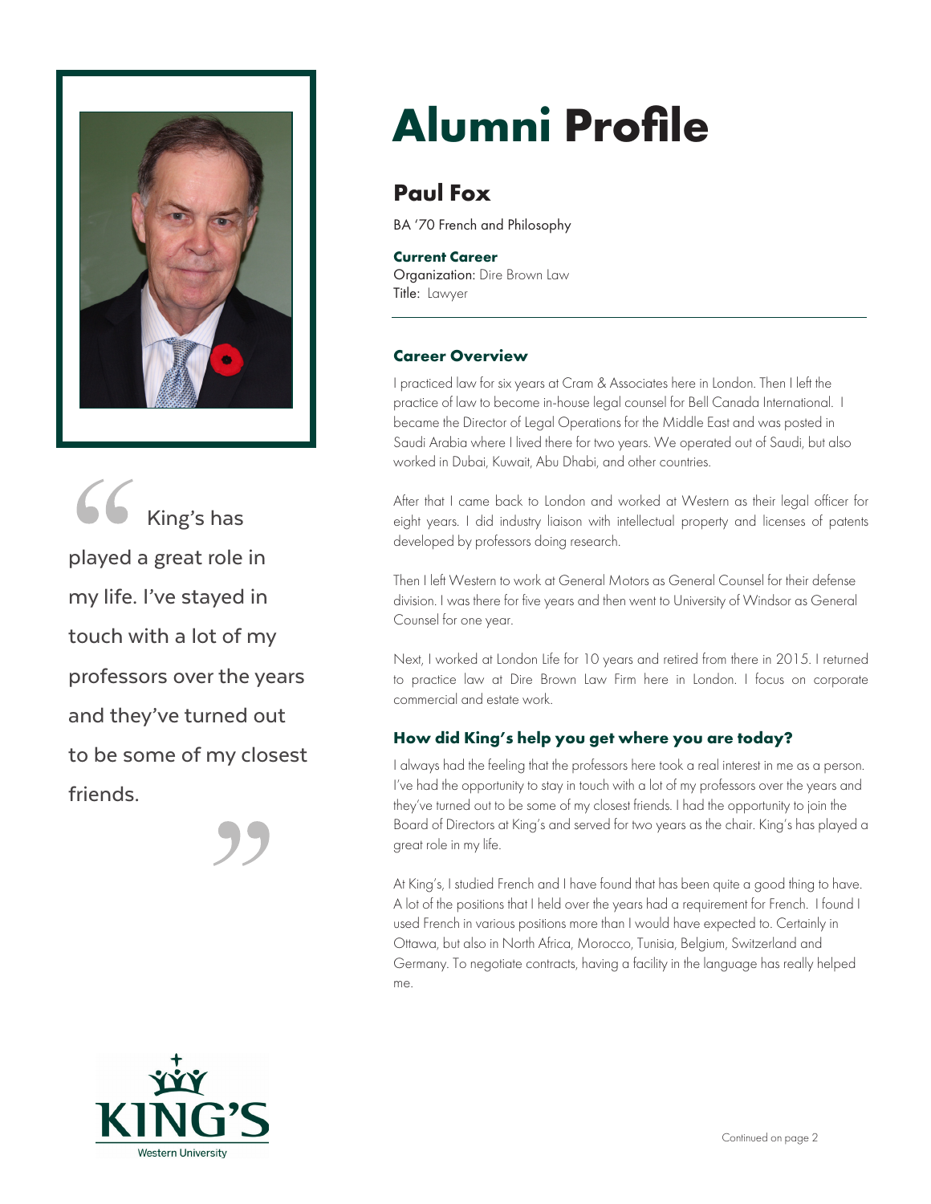# Alumni Profile

## Paul Fox

BA '70 French and Philosophy

**Current Career**
Organization: Dire Brown Law
Title: Lawyer

> King's has played a great role in my life. I've stayed in touch with a lot of my professors over the years and they've turned out to be some of my closest friends.

---

### Career Overview

I practiced law for six years at Cram & Associates here in London. Then I left the practice of law to become in-house legal counsel for Bell Canada International. I became the Director of Legal Operations for the Middle East and was posted in Saudi Arabia where I lived there for two years. We operated out of Saudi, but also worked in Dubai, Kuwait, Abu Dhabi, and other countries.

After that I came back to London and worked at Western as their legal officer for eight years. I did industry liaison with intellectual property and licenses of patents developed by professors doing research.

Then I left Western to work at General Motors as General Counsel for their defense division. I was there for five years and then went to University of Windsor as General Counsel for one year.

Next, I worked at London Life for 10 years and retired from there in 2015. I returned to practice law at Dire Brown Law Firm here in London. I focus on corporate commercial and estate work.

### How did King's help you get where you are today?

I always had the feeling that the professors here took a real interest in me as a person. I've had the opportunity to stay in touch with a lot of my professors over the years and they've turned out to be some of my closest friends. I had the opportunity to join the Board of Directors at King's and served for two years as the chair. King's has played a great role in my life.

At King's, I studied French and I have found that has been quite a good thing to have. A lot of the positions that I held over the years had a requirement for French. I found I used French in various positions more than I would have expected to. Certainly in Ottawa, but also in North Africa, Morocco, Tunisia, Belgium, Switzerland and Germany. To negotiate contracts, having a facility in the language has really helped me.

KING'S
Western University

Continued on page 2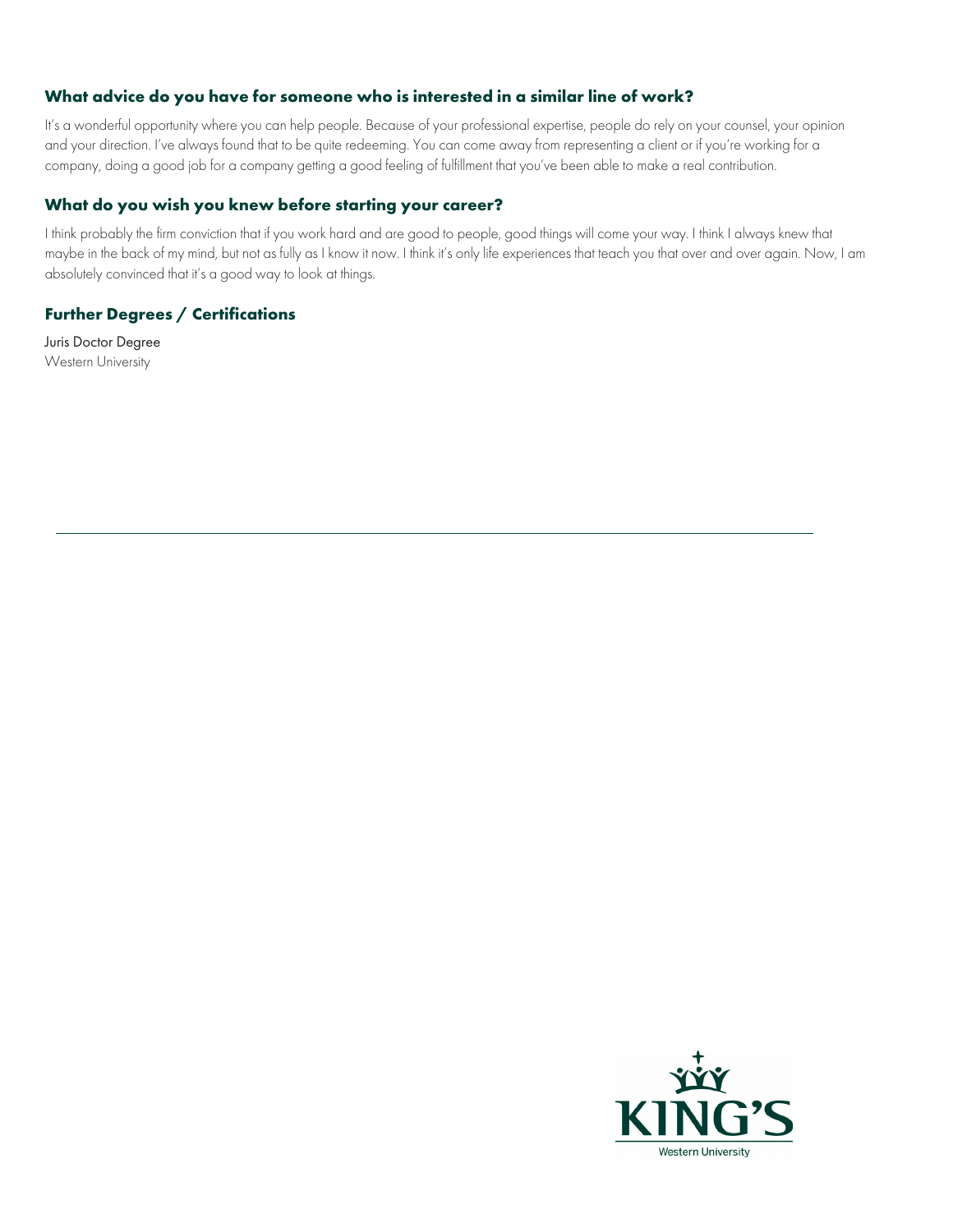### What advice do you have for someone who is interested in a similar line of work?

It's a wonderful opportunity where you can help people. Because of your professional expertise, people do rely on your counsel, your opinion and your direction. I've always found that to be quite redeeming. You can come away from representing a client or if you're working for a company, doing a good job for a company getting a good feeling of fulfillment that you've been able to make a real contribution.

### What do you wish you knew before starting your career?

I think probably the firm conviction that if you work hard and are good to people, good things will come your way. I think I always knew that maybe in the back of my mind, but not as fully as I know it now. I think it's only life experiences that teach you that over and over again. Now, I am absolutely convinced that it's a good way to look at things.

### Further Degrees / Certifications

Juris Doctor Degree
Western University

---

KING'S
Western University